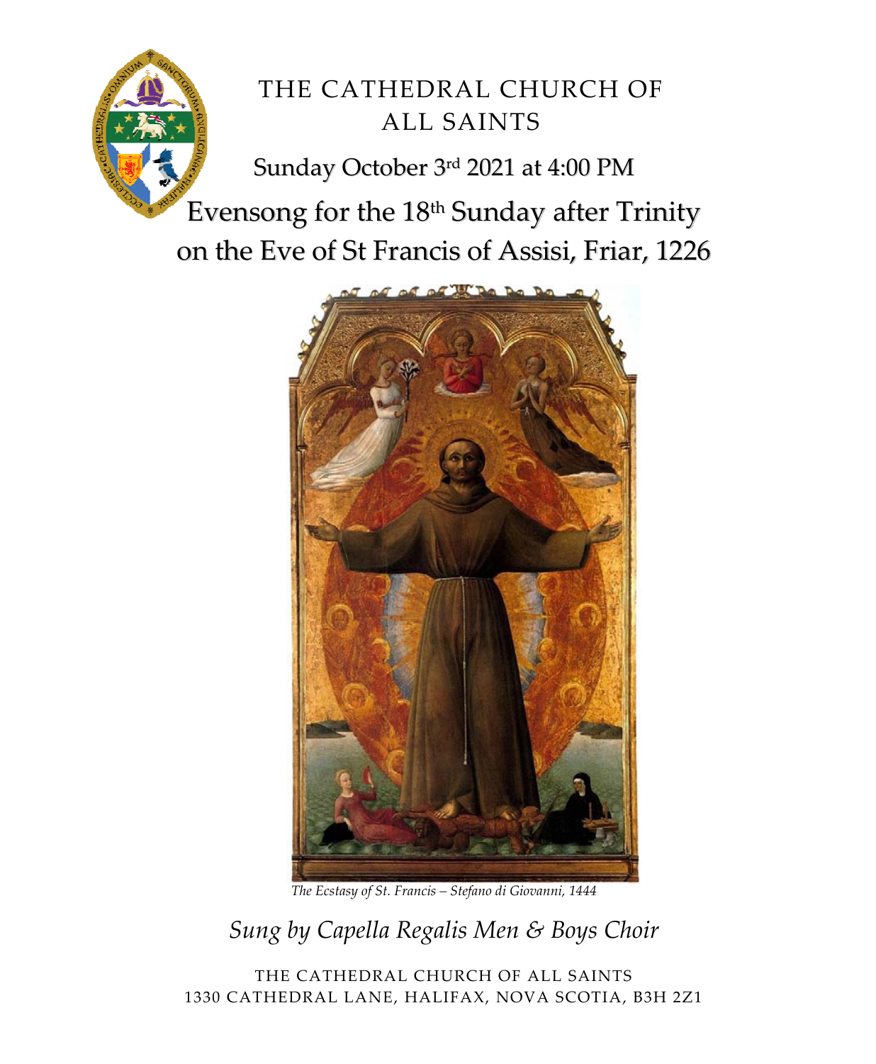# THE CATHEDRAL CHURCH OF ALL SAINTS

Sunday October 3rd 2021 at 4:00 PM

## Evensong for the 18th Sunday after Trinity on the Eve of St Francis of Assisi, Friar, 1226

*The Ecstasy of St. Francis – Stefano di Giovanni, 1444*

*Sung by Capella Regalis Men & Boys Choir*

THE CATHEDRAL CHURCH OF ALL SAINTS
1330 CATHEDRAL LANE, HALIFAX, NOVA SCOTIA, B3H 2Z1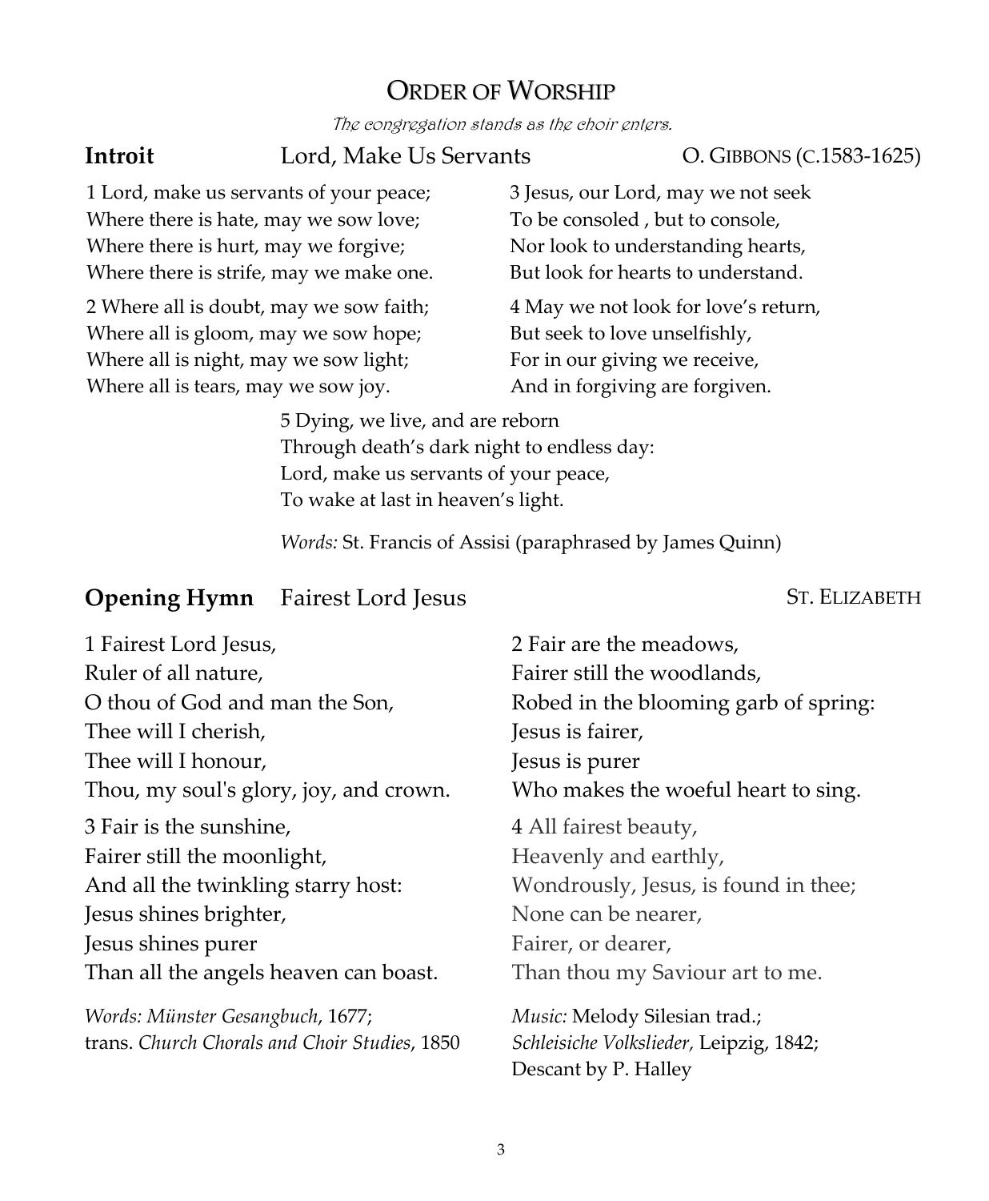# ORDER OF WORSHIP

*The congregation stands as the choir enters.*

**Introit** Lord, Make Us Servants O. GIBBONS (C.1583-1625)

1 Lord, make us servants of your peace;
Where there is hate, may we sow love;
Where there is hurt, may we forgive;
Where there is strife, may we make one.

2 Where all is doubt, may we sow faith;
Where all is gloom, may we sow hope;
Where all is night, may we sow light;
Where all is tears, may we sow joy.

3 Jesus, our Lord, may we not seek
To be consoled , but to console,
Nor look to understanding hearts,
But look for hearts to understand.

4 May we not look for love's return,
But seek to love unselfishly,
For in our giving we receive,
And in forgiving are forgiven.

5 Dying, we live, and are reborn
Through death's dark night to endless day:
Lord, make us servants of your peace,
To wake at last in heaven's light.

*Words:* St. Francis of Assisi (paraphrased by James Quinn)

## Opening Hymn Fairest Lord Jesus ST. ELIZABETH

1 Fairest Lord Jesus,
Ruler of all nature,
O thou of God and man the Son,
Thee will I cherish,
Thee will I honour,
Thou, my soul's glory, joy, and crown.

2 Fair are the meadows,
Fairer still the woodlands,
Robed in the blooming garb of spring:
Jesus is fairer,
Jesus is purer
Who makes the woeful heart to sing.

3 Fair is the sunshine,
Fairer still the moonlight,
And all the twinkling starry host:
Jesus shines brighter,
Jesus shines purer
Than all the angels heaven can boast.

4 All fairest beauty,
Heavenly and earthly,
Wondrously, Jesus, is found in thee;
None can be nearer,
Fairer, or dearer,
Than thou my Saviour art to me.

*Words: Münster Gesangbuch*, 1677;
trans. *Church Chorals and Choir Studies*, 1850

*Music:* Melody Silesian trad.;
*Schleisiche Volkslieder,* Leipzig, 1842;
Descant by P. Halley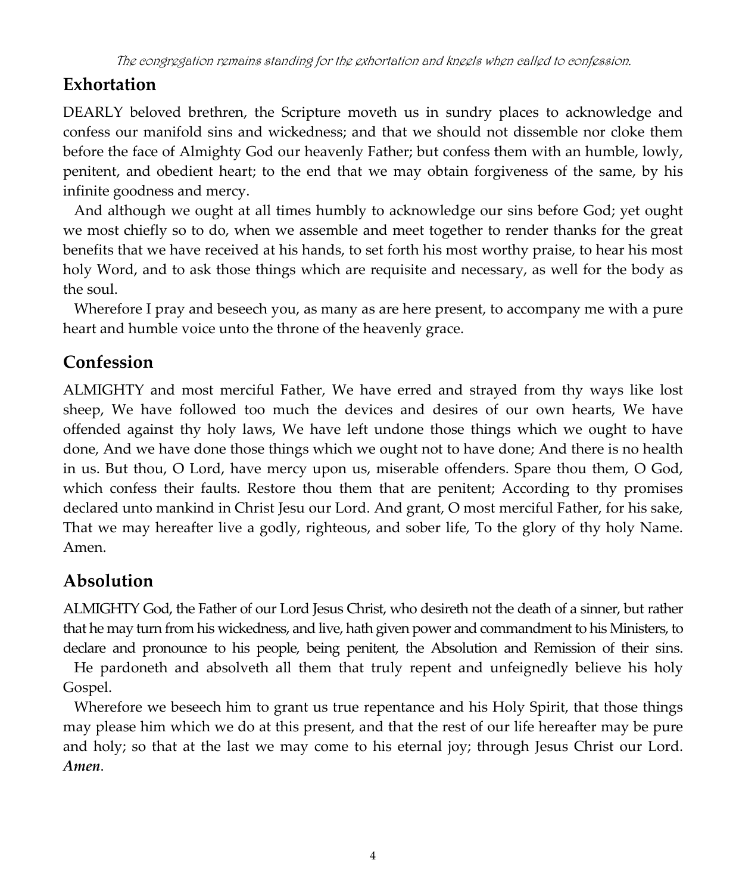*The congregation remains standing for the exhortation and kneels when called to confession.*

## Exhortation

DEARLY beloved brethren, the Scripture moveth us in sundry places to acknowledge and confess our manifold sins and wickedness; and that we should not dissemble nor cloke them before the face of Almighty God our heavenly Father; but confess them with an humble, lowly, penitent, and obedient heart; to the end that we may obtain forgiveness of the same, by his infinite goodness and mercy.

And although we ought at all times humbly to acknowledge our sins before God; yet ought we most chiefly so to do, when we assemble and meet together to render thanks for the great benefits that we have received at his hands, to set forth his most worthy praise, to hear his most holy Word, and to ask those things which are requisite and necessary, as well for the body as the soul.

Wherefore I pray and beseech you, as many as are here present, to accompany me with a pure heart and humble voice unto the throne of the heavenly grace.

## Confession

ALMIGHTY and most merciful Father, We have erred and strayed from thy ways like lost sheep, We have followed too much the devices and desires of our own hearts, We have offended against thy holy laws, We have left undone those things which we ought to have done, And we have done those things which we ought not to have done; And there is no health in us. But thou, O Lord, have mercy upon us, miserable offenders. Spare thou them, O God, which confess their faults. Restore thou them that are penitent; According to thy promises declared unto mankind in Christ Jesu our Lord. And grant, O most merciful Father, for his sake, That we may hereafter live a godly, righteous, and sober life, To the glory of thy holy Name. Amen.

## Absolution

ALMIGHTY God, the Father of our Lord Jesus Christ, who desireth not the death of a sinner, but rather that he may turn from his wickedness, and live, hath given power and commandment to his Ministers, to declare and pronounce to his people, being penitent, the Absolution and Remission of their sins.

He pardoneth and absolveth all them that truly repent and unfeignedly believe his holy Gospel.

Wherefore we beseech him to grant us true repentance and his Holy Spirit, that those things may please him which we do at this present, and that the rest of our life hereafter may be pure and holy; so that at the last we may come to his eternal joy; through Jesus Christ our Lord. ***Amen***.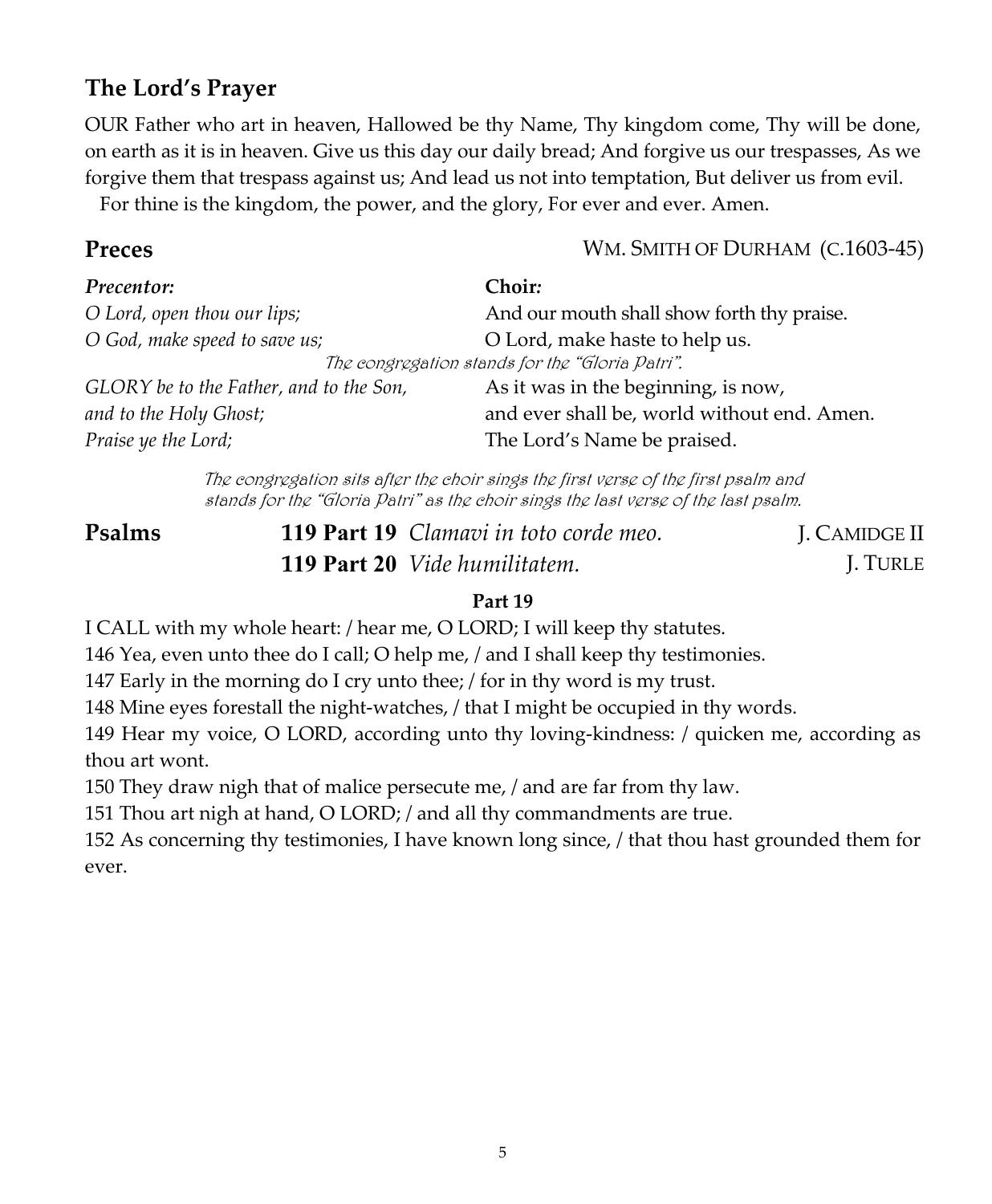## The Lord's Prayer

OUR Father who art in heaven, Hallowed be thy Name, Thy kingdom come, Thy will be done, on earth as it is in heaven. Give us this day our daily bread; And forgive us our trespasses, As we forgive them that trespass against us; And lead us not into temptation, But deliver us from evil.
For thine is the kingdom, the power, and the glory, For ever and ever. Amen.

## Preces

WM. SMITH OF DURHAM (C.1603-45)

| ***Precentor:*** | **Choir:** |
|---|---|
| *O Lord, open thou our lips;* | And our mouth shall show forth thy praise. |
| *O God, make speed to save us;* | O Lord, make haste to help us. |

*The congregation stands for the "Gloria Patri".*

| | |
|---|---|
| *GLORY be to the Father, and to the Son, and to the Holy Ghost;* | As it was in the beginning, is now, and ever shall be, world without end. Amen. |
| *Praise ye the Lord;* | The Lord's Name be praised. |

*The congregation sits after the choir sings the first verse of the first psalm and stands for the "Gloria Patri" as the choir sings the last verse of the last psalm.*

## Psalms

**119 Part 19** *Clamavi in toto corde meo.* — J. CAMIDGE II
**119 Part 20** *Vide humilitatem.* — J. TURLE

**Part 19**

I CALL with my whole heart: / hear me, O LORD; I will keep thy statutes.
146 Yea, even unto thee do I call; O help me, / and I shall keep thy testimonies.
147 Early in the morning do I cry unto thee; / for in thy word is my trust.
148 Mine eyes forestall the night-watches, / that I might be occupied in thy words.
149 Hear my voice, O LORD, according unto thy loving-kindness: / quicken me, according as thou art wont.
150 They draw nigh that of malice persecute me, / and are far from thy law.
151 Thou art nigh at hand, O LORD; / and all thy commandments are true.
152 As concerning thy testimonies, I have known long since, / that thou hast grounded them for ever.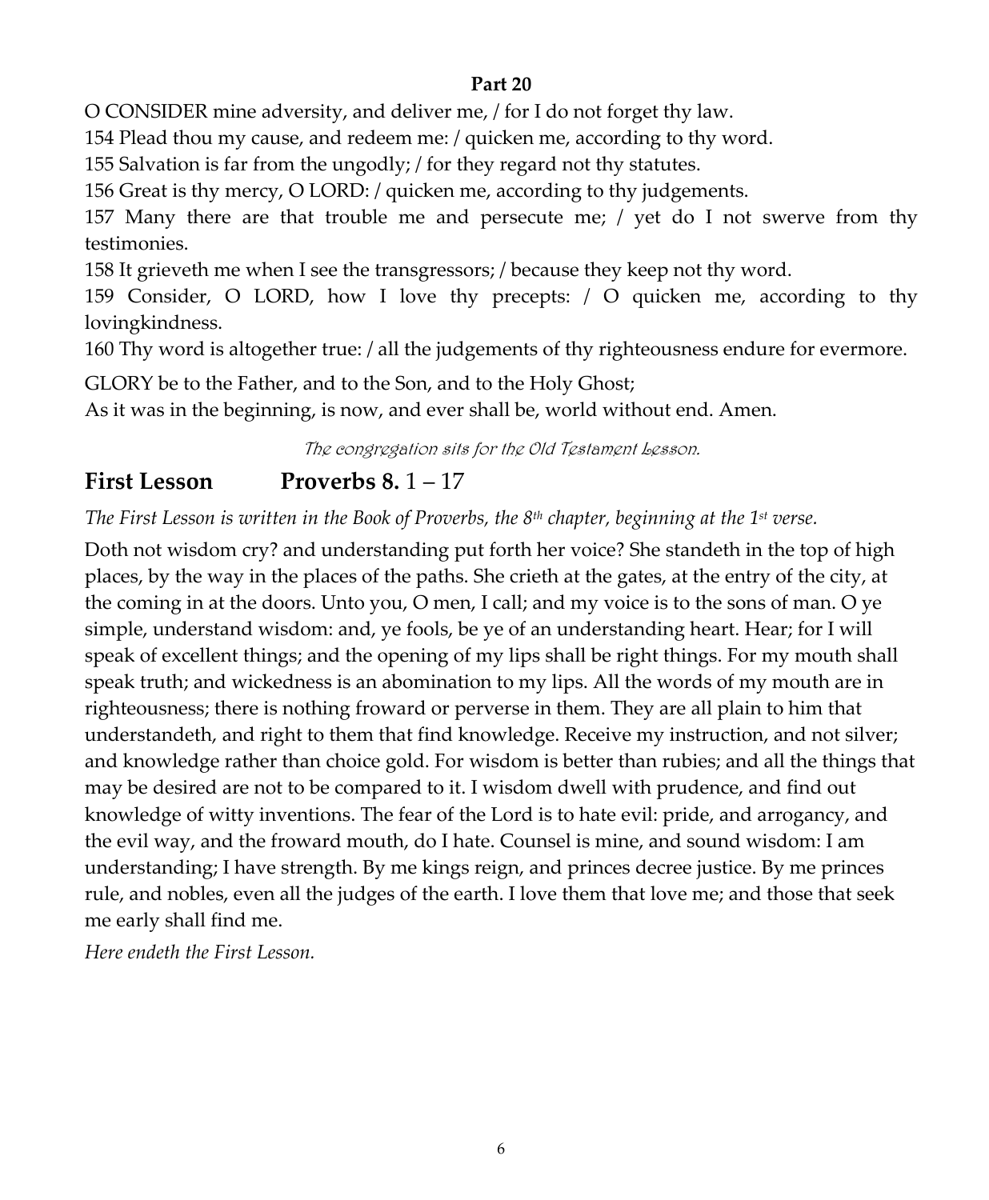**Part 20**

O CONSIDER mine adversity, and deliver me, / for I do not forget thy law.

154 Plead thou my cause, and redeem me: / quicken me, according to thy word.

155 Salvation is far from the ungodly; / for they regard not thy statutes.

156 Great is thy mercy, O LORD: / quicken me, according to thy judgements.

157 Many there are that trouble me and persecute me; / yet do I not swerve from thy testimonies.

158 It grieveth me when I see the transgressors; / because they keep not thy word.

159 Consider, O LORD, how I love thy precepts: / O quicken me, according to thy lovingkindness.

160 Thy word is altogether true: / all the judgements of thy righteousness endure for evermore.

GLORY be to the Father, and to the Son, and to the Holy Ghost;
As it was in the beginning, is now, and ever shall be, world without end. Amen.

*The congregation sits for the Old Testament Lesson.*

## First Lesson Proverbs 8. 1 – 17

*The First Lesson is written in the Book of Proverbs, the 8th chapter, beginning at the 1st verse.*

Doth not wisdom cry? and understanding put forth her voice? She standeth in the top of high places, by the way in the places of the paths. She crieth at the gates, at the entry of the city, at the coming in at the doors. Unto you, O men, I call; and my voice is to the sons of man. O ye simple, understand wisdom: and, ye fools, be ye of an understanding heart. Hear; for I will speak of excellent things; and the opening of my lips shall be right things. For my mouth shall speak truth; and wickedness is an abomination to my lips. All the words of my mouth are in righteousness; there is nothing froward or perverse in them. They are all plain to him that understandeth, and right to them that find knowledge. Receive my instruction, and not silver; and knowledge rather than choice gold. For wisdom is better than rubies; and all the things that may be desired are not to be compared to it. I wisdom dwell with prudence, and find out knowledge of witty inventions. The fear of the Lord is to hate evil: pride, and arrogancy, and the evil way, and the froward mouth, do I hate. Counsel is mine, and sound wisdom: I am understanding; I have strength. By me kings reign, and princes decree justice. By me princes rule, and nobles, even all the judges of the earth. I love them that love me; and those that seek me early shall find me.

*Here endeth the First Lesson.*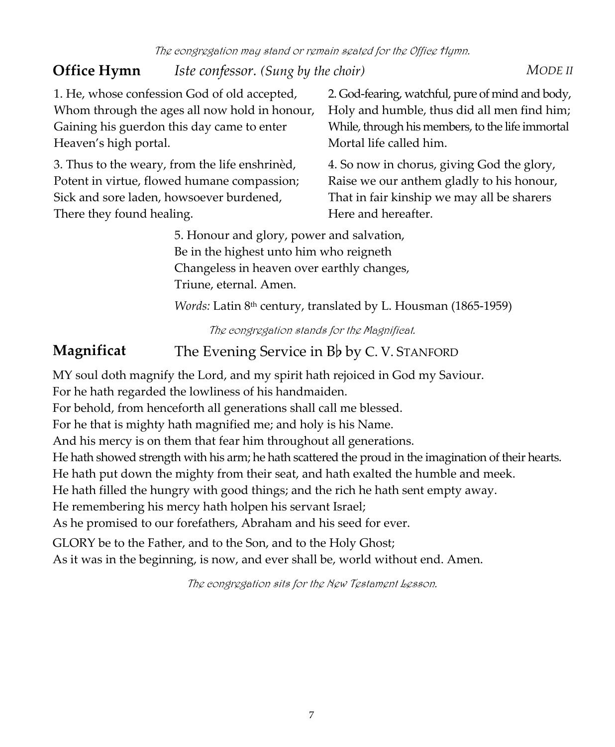*The congregation may stand or remain seated for the Office Hymn.*

**Office Hymn** *Iste confessor. (Sung by the choir)* *MODE II*

1. He, whose confession God of old accepted,
Whom through the ages all now hold in honour,
Gaining his guerdon this day came to enter
Heaven's high portal.

2. God-fearing, watchful, pure of mind and body,
Holy and humble, thus did all men find him;
While, through his members, to the life immortal
Mortal life called him.

3. Thus to the weary, from the life enshrinèd,
Potent in virtue, flowed humane compassion;
Sick and sore laden, howsoever burdened,
There they found healing.

4. So now in chorus, giving God the glory,
Raise we our anthem gladly to his honour,
That in fair kinship we may all be sharers
Here and hereafter.

5. Honour and glory, power and salvation,
Be in the highest unto him who reigneth
Changeless in heaven over earthly changes,
Triune, eternal. Amen.

*Words:* Latin 8th century, translated by L. Housman (1865-1959)

*The congregation stands for the Magnificat.*

**Magnificat** The Evening Service in B♭ by C. V. STANFORD

MY soul doth magnify the Lord, and my spirit hath rejoiced in God my Saviour.
For he hath regarded the lowliness of his handmaiden.
For behold, from henceforth all generations shall call me blessed.
For he that is mighty hath magnified me; and holy is his Name.
And his mercy is on them that fear him throughout all generations.
He hath showed strength with his arm; he hath scattered the proud in the imagination of their hearts.
He hath put down the mighty from their seat, and hath exalted the humble and meek.
He hath filled the hungry with good things; and the rich he hath sent empty away.
He remembering his mercy hath holpen his servant Israel;
As he promised to our forefathers, Abraham and his seed for ever.

GLORY be to the Father, and to the Son, and to the Holy Ghost;
As it was in the beginning, is now, and ever shall be, world without end. Amen.

*The congregation sits for the New Testament Lesson.*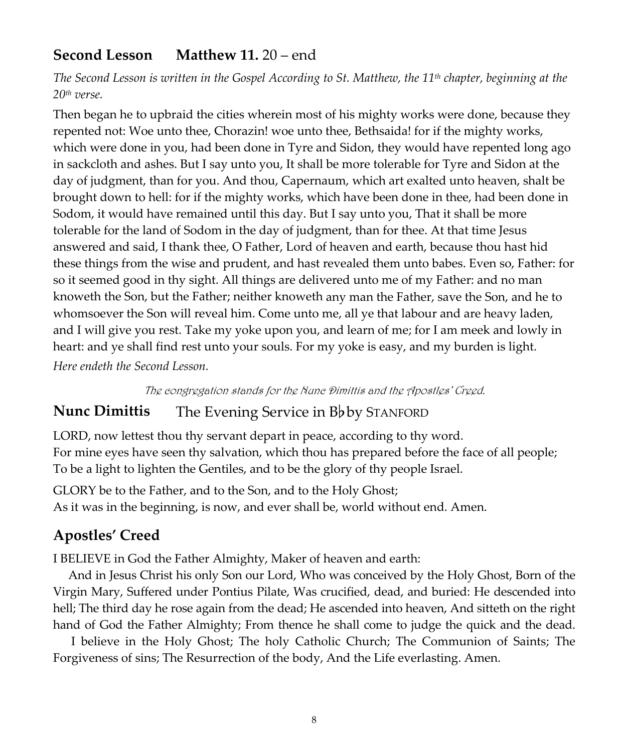## **Second Lesson**  **Matthew 11.** 20 – end

*The Second Lesson is written in the Gospel According to St. Matthew, the 11th chapter, beginning at the 20th verse.*

Then began he to upbraid the cities wherein most of his mighty works were done, because they repented not: Woe unto thee, Chorazin! woe unto thee, Bethsaida! for if the mighty works, which were done in you, had been done in Tyre and Sidon, they would have repented long ago in sackcloth and ashes. But I say unto you, It shall be more tolerable for Tyre and Sidon at the day of judgment, than for you. And thou, Capernaum, which art exalted unto heaven, shalt be brought down to hell: for if the mighty works, which have been done in thee, had been done in Sodom, it would have remained until this day. But I say unto you, That it shall be more tolerable for the land of Sodom in the day of judgment, than for thee. At that time Jesus answered and said, I thank thee, O Father, Lord of heaven and earth, because thou hast hid these things from the wise and prudent, and hast revealed them unto babes. Even so, Father: for so it seemed good in thy sight. All things are delivered unto me of my Father: and no man knoweth the Son, but the Father; neither knoweth any man the Father, save the Son, and he to whomsoever the Son will reveal him. Come unto me, all ye that labour and are heavy laden, and I will give you rest. Take my yoke upon you, and learn of me; for I am meek and lowly in heart: and ye shall find rest unto your souls. For my yoke is easy, and my burden is light.

*Here endeth the Second Lesson.*

*The congregation stands for the Nunc Dimittis and the Apostles' Creed.*

## **Nunc Dimittis**  The Evening Service in B♭ by STANFORD

LORD, now lettest thou thy servant depart in peace, according to thy word.
For mine eyes have seen thy salvation, which thou has prepared before the face of all people;
To be a light to lighten the Gentiles, and to be the glory of thy people Israel.

GLORY be to the Father, and to the Son, and to the Holy Ghost;
As it was in the beginning, is now, and ever shall be, world without end. Amen.

## **Apostles' Creed**

I BELIEVE in God the Father Almighty, Maker of heaven and earth:

And in Jesus Christ his only Son our Lord, Who was conceived by the Holy Ghost, Born of the Virgin Mary, Suffered under Pontius Pilate, Was crucified, dead, and buried: He descended into hell; The third day he rose again from the dead; He ascended into heaven, And sitteth on the right hand of God the Father Almighty; From thence he shall come to judge the quick and the dead.

I believe in the Holy Ghost; The holy Catholic Church; The Communion of Saints; The Forgiveness of sins; The Resurrection of the body, And the Life everlasting. Amen.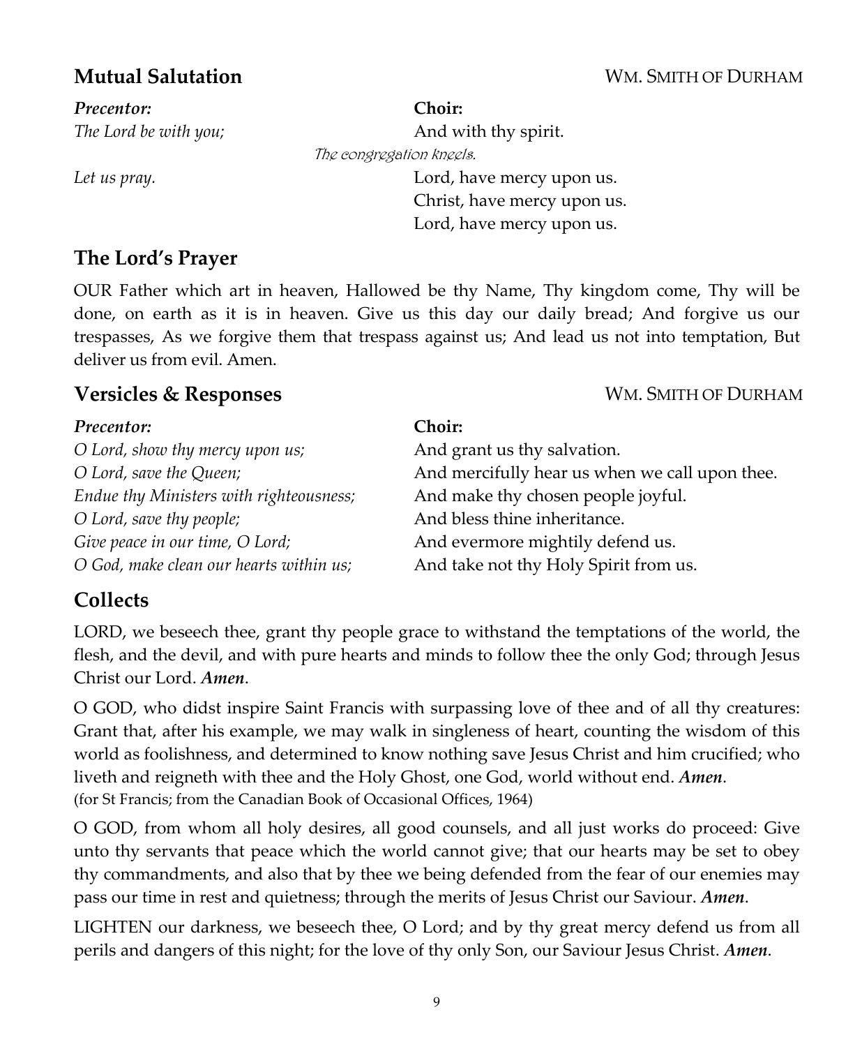## Mutual Salutation

WM. SMITH OF DURHAM

| *Precentor:* | **Choir:** |
|---|---|
| *The Lord be with you;* | And with thy spirit. |

*The congregation kneels.*

| | |
|---|---|
| *Let us pray.* | Lord, have mercy upon us. |
| | Christ, have mercy upon us. |
| | Lord, have mercy upon us. |

## The Lord's Prayer

OUR Father which art in heaven, Hallowed be thy Name, Thy kingdom come, Thy will be done, on earth as it is in heaven. Give us this day our daily bread; And forgive us our trespasses, As we forgive them that trespass against us; And lead us not into temptation, But deliver us from evil. Amen.

## Versicles & Responses

WM. SMITH OF DURHAM

| *Precentor:* | **Choir:** |
|---|---|
| *O Lord, show thy mercy upon us;* | And grant us thy salvation. |
| *O Lord, save the Queen;* | And mercifully hear us when we call upon thee. |
| *Endue thy Ministers with righteousness;* | And make thy chosen people joyful. |
| *O Lord, save thy people;* | And bless thine inheritance. |
| *Give peace in our time, O Lord;* | And evermore mightily defend us. |
| *O God, make clean our hearts within us;* | And take not thy Holy Spirit from us. |

## Collects

LORD, we beseech thee, grant thy people grace to withstand the temptations of the world, the flesh, and the devil, and with pure hearts and minds to follow thee the only God; through Jesus Christ our Lord. ***Amen***.

O GOD, who didst inspire Saint Francis with surpassing love of thee and of all thy creatures: Grant that, after his example, we may walk in singleness of heart, counting the wisdom of this world as foolishness, and determined to know nothing save Jesus Christ and him crucified; who liveth and reigneth with thee and the Holy Ghost, one God, world without end. ***Amen***.
(for St Francis; from the Canadian Book of Occasional Offices, 1964)

O GOD, from whom all holy desires, all good counsels, and all just works do proceed: Give unto thy servants that peace which the world cannot give; that our hearts may be set to obey thy commandments, and also that by thee we being defended from the fear of our enemies may pass our time in rest and quietness; through the merits of Jesus Christ our Saviour. ***Amen***.

LIGHTEN our darkness, we beseech thee, O Lord; and by thy great mercy defend us from all perils and dangers of this night; for the love of thy only Son, our Saviour Jesus Christ. ***Amen***.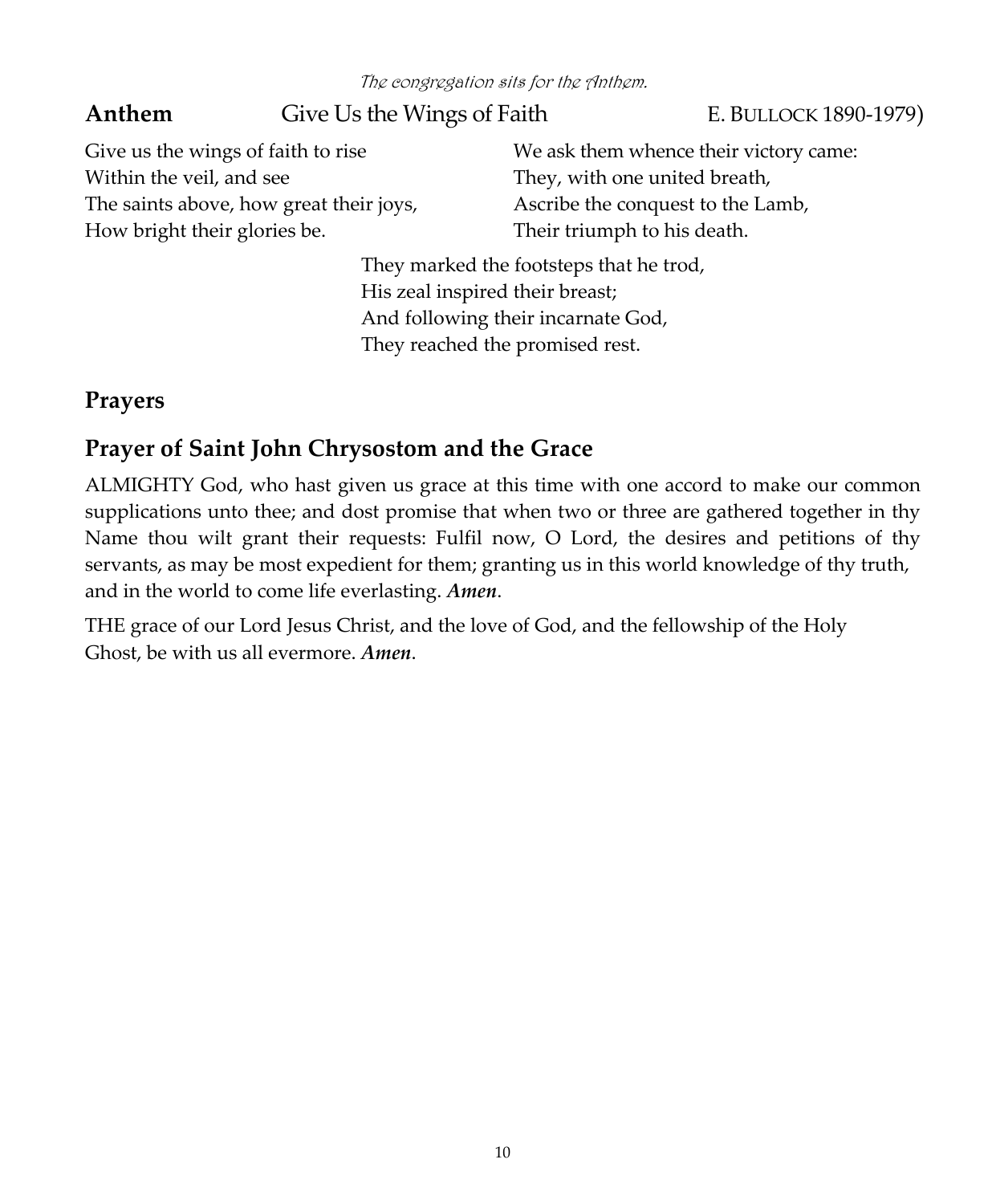*The congregation sits for the Anthem.*

**Anthem** Give Us the Wings of Faith E. BULLOCK 1890-1979)

Give us the wings of faith to rise
Within the veil, and see
The saints above, how great their joys,
How bright their glories be.

We ask them whence their victory came:
They, with one united breath,
Ascribe the conquest to the Lamb,
Their triumph to his death.

They marked the footsteps that he trod,
His zeal inspired their breast;
And following their incarnate God,
They reached the promised rest.

## Prayers

## Prayer of Saint John Chrysostom and the Grace

ALMIGHTY God, who hast given us grace at this time with one accord to make our common supplications unto thee; and dost promise that when two or three are gathered together in thy Name thou wilt grant their requests: Fulfil now, O Lord, the desires and petitions of thy servants, as may be most expedient for them; granting us in this world knowledge of thy truth, and in the world to come life everlasting. ***Amen***.

THE grace of our Lord Jesus Christ, and the love of God, and the fellowship of the Holy Ghost, be with us all evermore. ***Amen***.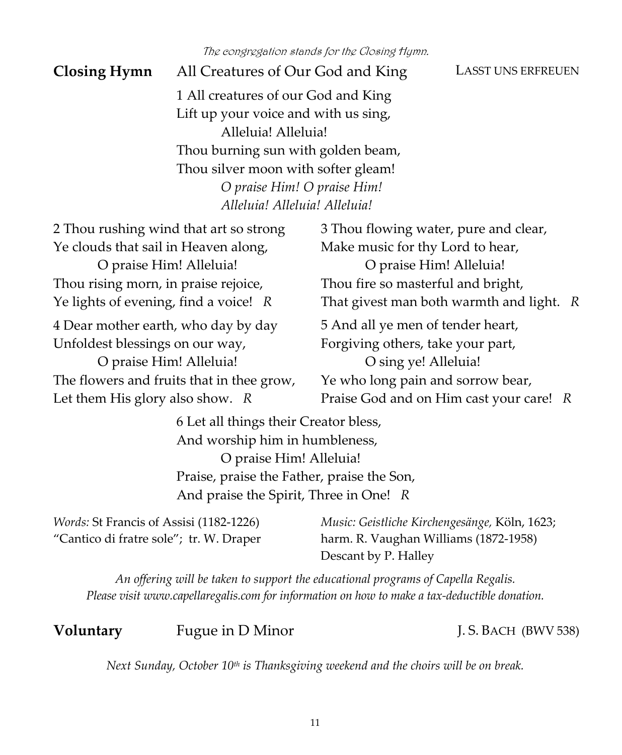*The congregation stands for the Closing Hymn.*

**Closing Hymn** All Creatures of Our God and King LASST UNS ERFREUEN

1 All creatures of our God and King
Lift up your voice and with us sing,
Alleluia! Alleluia!
Thou burning sun with golden beam,
Thou silver moon with softer gleam!
*O praise Him! O praise Him!*
*Alleluia! Alleluia! Alleluia!*

2 Thou rushing wind that art so strong
Ye clouds that sail in Heaven along,
O praise Him! Alleluia!
Thou rising morn, in praise rejoice,
Ye lights of evening, find a voice! *R*

3 Thou flowing water, pure and clear,
Make music for thy Lord to hear,
O praise Him! Alleluia!
Thou fire so masterful and bright,
That givest man both warmth and light. *R*

4 Dear mother earth, who day by day
Unfoldest blessings on our way,
O praise Him! Alleluia!
The flowers and fruits that in thee grow,
Let them His glory also show. *R*

5 And all ye men of tender heart,
Forgiving others, take your part,
O sing ye! Alleluia!
Ye who long pain and sorrow bear,
Praise God and on Him cast your care! *R*

6 Let all things their Creator bless,
And worship him in humbleness,
O praise Him! Alleluia!
Praise, praise the Father, praise the Son,
And praise the Spirit, Three in One! *R*

*Words:* St Francis of Assisi (1182-1226)
"Cantico di fratre sole"; tr. W. Draper

*Music: Geistliche Kirchengesänge,* Köln, 1623;
harm. R. Vaughan Williams (1872-1958)
Descant by P. Halley

*An offering will be taken to support the educational programs of Capella Regalis.*
*Please visit www.capellaregalis.com for information on how to make a tax-deductible donation.*

**Voluntary** Fugue in D Minor J. S. BACH (BWV 538)

*Next Sunday, October 10th is Thanksgiving weekend and the choirs will be on break.*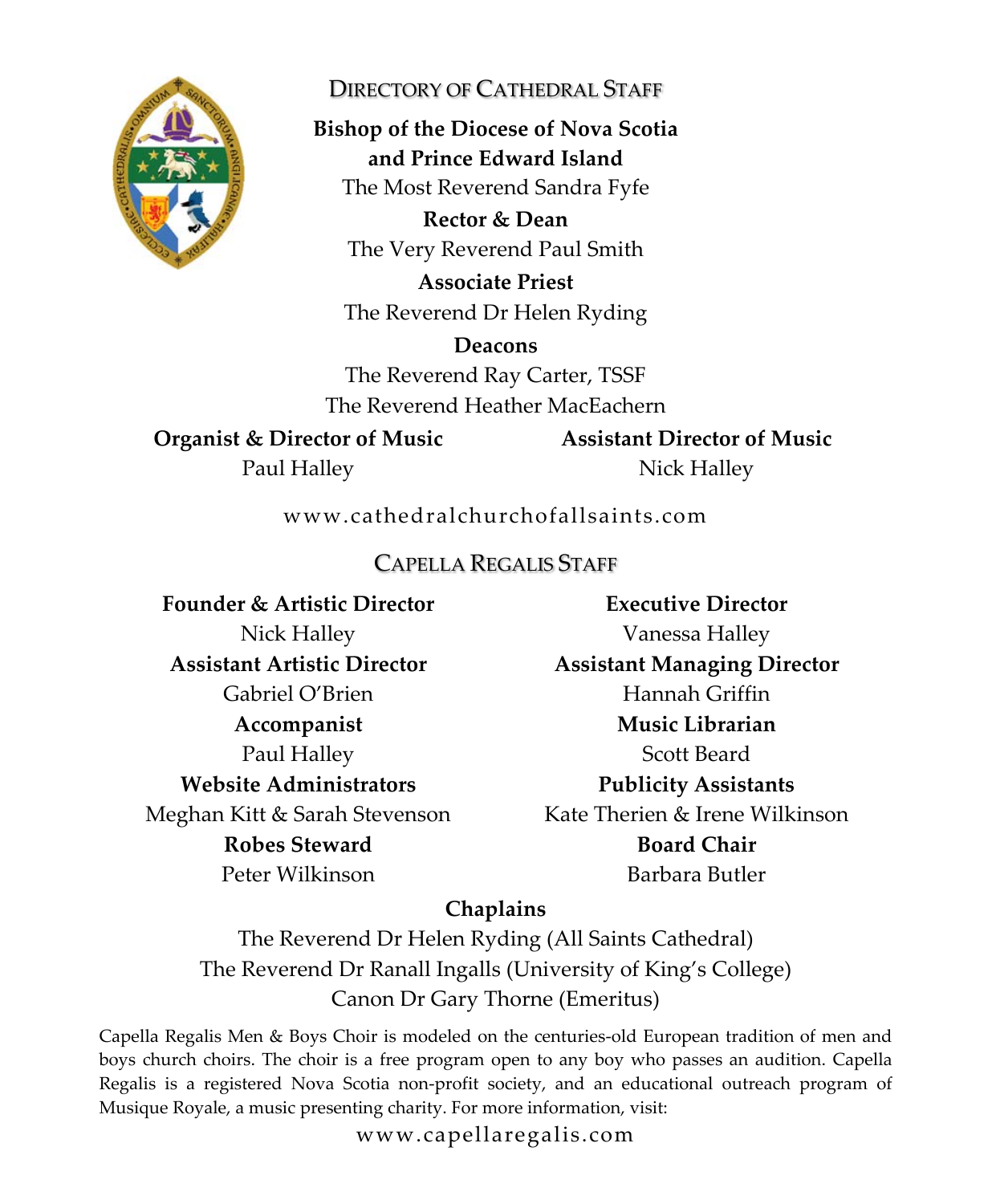## Directory of Cathedral Staff

**Bishop of the Diocese of Nova Scotia and Prince Edward Island**
The Most Reverend Sandra Fyfe

**Rector & Dean**
The Very Reverend Paul Smith

**Associate Priest**
The Reverend Dr Helen Ryding

**Deacons**
The Reverend Ray Carter, TSSF
The Reverend Heather MacEachern

**Organist & Director of Music**
Paul Halley

**Assistant Director of Music**
Nick Halley

www.cathedralchurchofallsaints.com

## Capella Regalis Staff

**Founder & Artistic Director**
Nick Halley

**Assistant Artistic Director**
Gabriel O'Brien

**Accompanist**
Paul Halley

**Website Administrators**
Meghan Kitt & Sarah Stevenson

**Robes Steward**
Peter Wilkinson

**Executive Director**
Vanessa Halley

**Assistant Managing Director**
Hannah Griffin

**Music Librarian**
Scott Beard

**Publicity Assistants**
Kate Therien & Irene Wilkinson

**Board Chair**
Barbara Butler

**Chaplains**
The Reverend Dr Helen Ryding (All Saints Cathedral)
The Reverend Dr Ranall Ingalls (University of King's College)
Canon Dr Gary Thorne (Emeritus)

Capella Regalis Men & Boys Choir is modeled on the centuries-old European tradition of men and boys church choirs. The choir is a free program open to any boy who passes an audition. Capella Regalis is a registered Nova Scotia non-profit society, and an educational outreach program of Musique Royale, a music presenting charity. For more information, visit:

www.capellaregalis.com